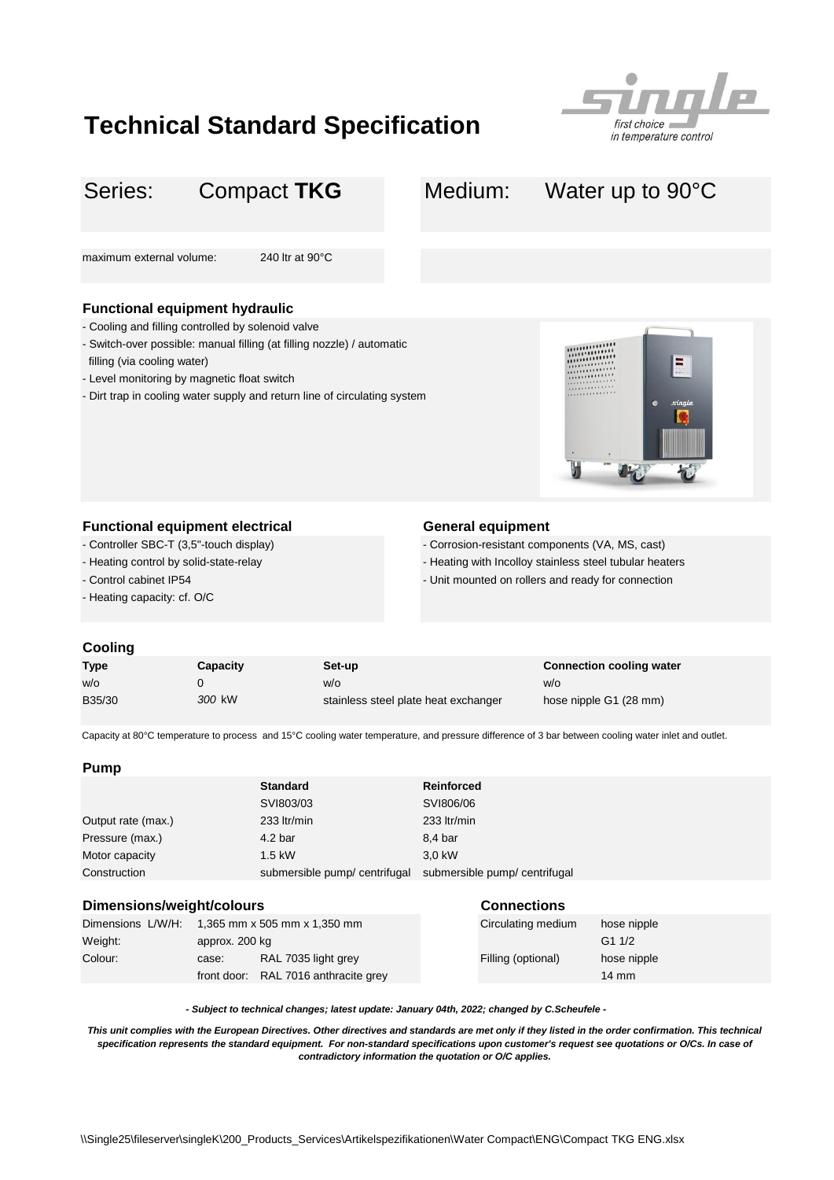# Technical Standard Specification

*single* – *first choice in temperature control*

| Series: | Compact **TKG** | Medium: | Water up to 90°C |
|---|---|---|---|

maximum external volume: 240 ltr at 90°C

### Functional equipment hydraulic

- Cooling and filling controlled by solenoid valve
- Switch-over possible: manual filling (at filling nozzle) / automatic filling (via cooling water)
- Level monitoring by magnetic float switch
- Dirt trap in cooling water supply and return line of circulating system

### Functional equipment electrical

- Controller SBC-T (3,5"-touch display)
- Heating control by solid-state-relay
- Control cabinet IP54
- Heating capacity: cf. O/C

### General equipment

- Corrosion-resistant components (VA, MS, cast)
- Heating with Incolloy stainless steel tubular heaters
- Unit mounted on rollers and ready for connection

### Cooling

| Type | Capacity | Set-up | Connection cooling water |
|---|---|---|---|
| w/o | 0 | w/o | w/o |
| B35/30 | *300* kW | stainless steel plate heat exchanger | hose nipple G1 (28 mm) |

Capacity at 80°C temperature to process and 15°C cooling water temperature, and pressure difference of 3 bar between cooling water inlet and outlet.

### Pump

| | Standard | Reinforced |
|---|---|---|
| | SVI803/03 | SVI806/06 |
| Output rate (max.) | 233 ltr/min | 233 ltr/min |
| Pressure (max.) | 4.2 bar | 8,4 bar |
| Motor capacity | 1.5 kW | 3,0 kW |
| Construction | submersible pump/ centrifugal | submersible pump/ centrifugal |

### Dimensions/weight/colours

| | | |
|---|---|---|
| Dimensions L/W/H: | 1,365 mm x 505 mm x 1,350 mm | |
| Weight: | approx. 200 kg | |
| Colour: | case: | RAL 7035 light grey |
| | front door: | RAL 7016 anthracite grey |

### Connections

| | |
|---|---|
| Circulating medium | hose nipple G1 1/2 |
| Filling (optional) | hose nipple 14 mm |

***- Subject to technical changes; latest update: January 04th, 2022; changed by C.Scheufele -***

***This unit complies with the European Directives. Other directives and standards are met only if they listed in the order confirmation. This technical specification represents the standard equipment. For non-standard specifications upon customer's request see quotations or O/Cs. In case of contradictory information the quotation or O/C applies.***

\\Single25\fileserver\singleK\200_Products_Services\Artikelspezifikationen\Water Compact\ENG\Compact TKG ENG.xlsx